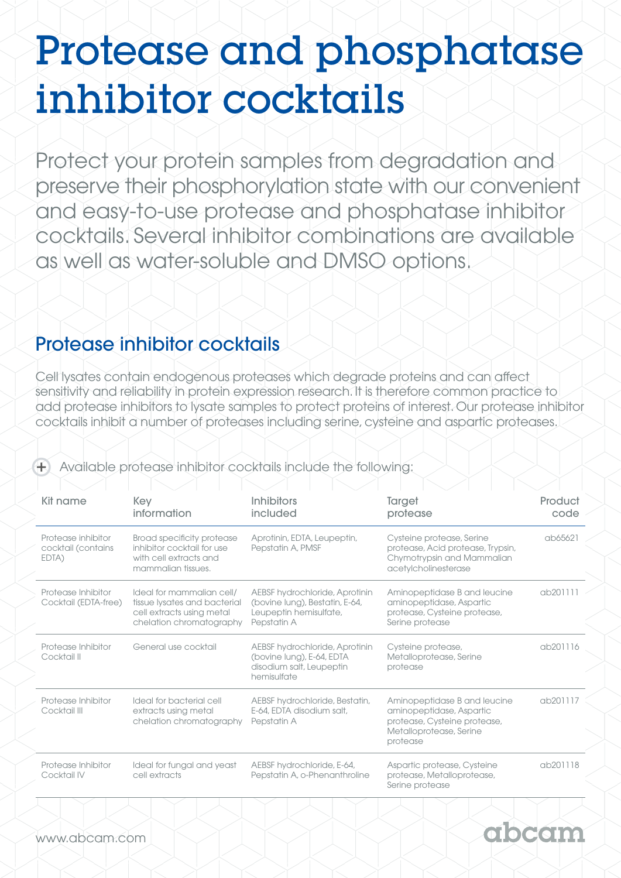# Protease and phosphatase inhibitor cocktails

Protect your protein samples from degradation and preserve their phosphorylation state with our convenient and easy-to-use protease and phosphatase inhibitor cocktails. Several inhibitor combinations are available as well as water-soluble and DMSO options.

## Protease inhibitor cocktails

Cell lysates contain endogenous proteases which degrade proteins and can affect sensitivity and reliability in protein expression research. It is therefore common practice to add protease inhibitors to lysate samples to protect proteins of interest. Our protease inhibitor cocktails inhibit a number of proteases including serine, cysteine and aspartic proteases.

Available protease inhibitor cocktails include the following:

| Kit name | Key information | Inhibitors included | Target protease | Product code |
|---|---|---|---|---|
| Protease inhibitor cocktail (contains EDTA) | Broad specificity protease inhibitor cocktail for use with cell extracts and mammalian tissues. | Aprotinin, EDTA, Leupeptin, Pepstatin A, PMSF | Cysteine protease, Serine protease, Acid protease, Trypsin, Chymotrypsin and Mammalian acetylcholinesterase | ab65621 |
| Protease Inhibitor Cocktail (EDTA-free) | Ideal for mammalian cell/ tissue lysates and bacterial cell extracts using metal chelation chromatography | AEBSF hydrochloride, Aprotinin (bovine lung), Bestatin, E-64, Leupeptin hemisulfate, Pepstatin A | Aminopeptidase B and leucine aminopeptidase, Aspartic protease, Cysteine protease, Serine protease | ab201111 |
| Protease Inhibitor Cocktail II | General use cocktail | AEBSF hydrochloride, Aprotinin (bovine lung), E-64, EDTA disodium salt, Leupeptin hemisulfate | Cysteine protease, Metalloprotease, Serine protease | ab201116 |
| Protease Inhibitor Cocktail III | Ideal for bacterial cell extracts using metal chelation chromatography | AEBSF hydrochloride, Bestatin, E-64, EDTA disodium salt, Pepstatin A | Aminopeptidase B and leucine aminopeptidase, Aspartic protease, Cysteine protease, Metalloprotease, Serine protease | ab201117 |
| Protease Inhibitor Cocktail IV | Ideal for fungal and yeast cell extracts | AEBSF hydrochloride, E-64, Pepstatin A, o-Phenanthroline | Aspartic protease, Cysteine protease, Metalloprotease, Serine protease | ab201118 |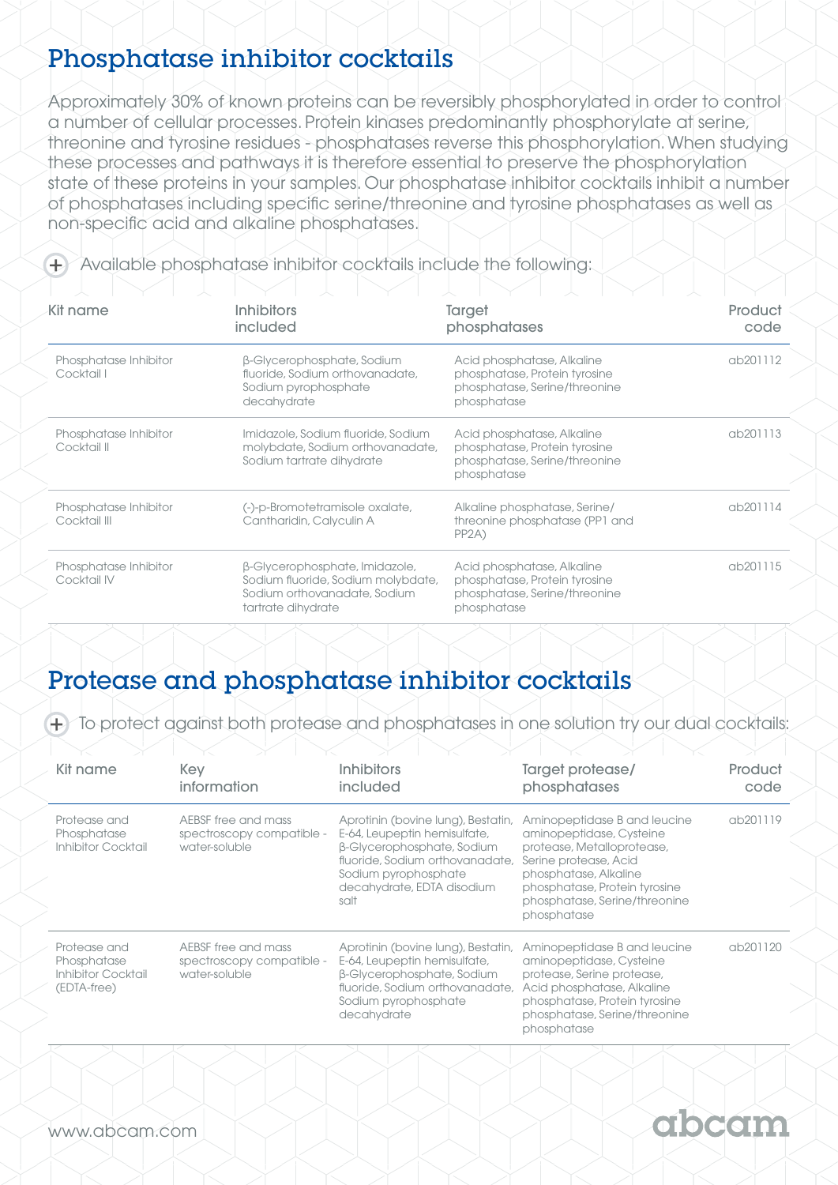# Phosphatase inhibitor cocktails

Approximately 30% of known proteins can be reversibly phosphorylated in order to control a number of cellular processes. Protein kinases predominantly phosphorylate at serine, threonine and tyrosine residues - phosphatases reverse this phosphorylation. When studying these processes and pathways it is therefore essential to preserve the phosphorylation state of these proteins in your samples. Our phosphatase inhibitor cocktails inhibit a number of phosphatases including specific serine/threonine and tyrosine phosphatases as well as non-specific acid and alkaline phosphatases.

Available phosphatase inhibitor cocktails include the following:

| Kit name | Inhibitors included | Target phosphatases | Product code |
|---|---|---|---|
| Phosphatase Inhibitor Cocktail I | β-Glycerophosphate, Sodium fluoride, Sodium orthovanadate, Sodium pyrophosphate decahydrate | Acid phosphatase, Alkaline phosphatase, Protein tyrosine phosphatase, Serine/threonine phosphatase | ab201112 |
| Phosphatase Inhibitor Cocktail II | Imidazole, Sodium fluoride, Sodium molybdate, Sodium orthovanadate, Sodium tartrate dihydrate | Acid phosphatase, Alkaline phosphatase, Protein tyrosine phosphatase, Serine/threonine phosphatase | ab201113 |
| Phosphatase Inhibitor Cocktail III | (-)-p-Bromotetramisole oxalate, Cantharidin, Calyculin A | Alkaline phosphatase, Serine/threonine phosphatase (PP1 and PP2A) | ab201114 |
| Phosphatase Inhibitor Cocktail IV | β-Glycerophosphate, Imidazole, Sodium fluoride, Sodium molybdate, Sodium orthovanadate, Sodium tartrate dihydrate | Acid phosphatase, Alkaline phosphatase, Protein tyrosine phosphatase, Serine/threonine phosphatase | ab201115 |

# Protease and phosphatase inhibitor cocktails

To protect against both protease and phosphatases in one solution try our dual cocktails:

| Kit name | Key information | Inhibitors included | Target protease/ phosphatases | Product code |
|---|---|---|---|---|
| Protease and Phosphatase Inhibitor Cocktail | AEBSF free and mass spectroscopy compatible - water-soluble | Aprotinin (bovine lung), Bestatin, E-64, Leupeptin hemisulfate, β-Glycerophosphate, Sodium fluoride, Sodium orthovanadate, Sodium pyrophosphate decahydrate, EDTA disodium salt | Aminopeptidase B and leucine aminopeptidase, Cysteine protease, Metalloprotease, Serine protease, Acid phosphatase, Alkaline phosphatase, Protein tyrosine phosphatase, Serine/threonine phosphatase | ab201119 |
| Protease and Phosphatase Inhibitor Cocktail (EDTA-free) | AEBSF free and mass spectroscopy compatible - water-soluble | Aprotinin (bovine lung), Bestatin, E-64, Leupeptin hemisulfate, β-Glycerophosphate, Sodium fluoride, Sodium orthovanadate, Sodium pyrophosphate decahydrate | Aminopeptidase B and leucine aminopeptidase, Cysteine protease, Serine protease, Acid phosphatase, Alkaline phosphatase, Protein tyrosine phosphatase, Serine/threonine phosphatase | ab201120 |

www.abcam.com

abcam